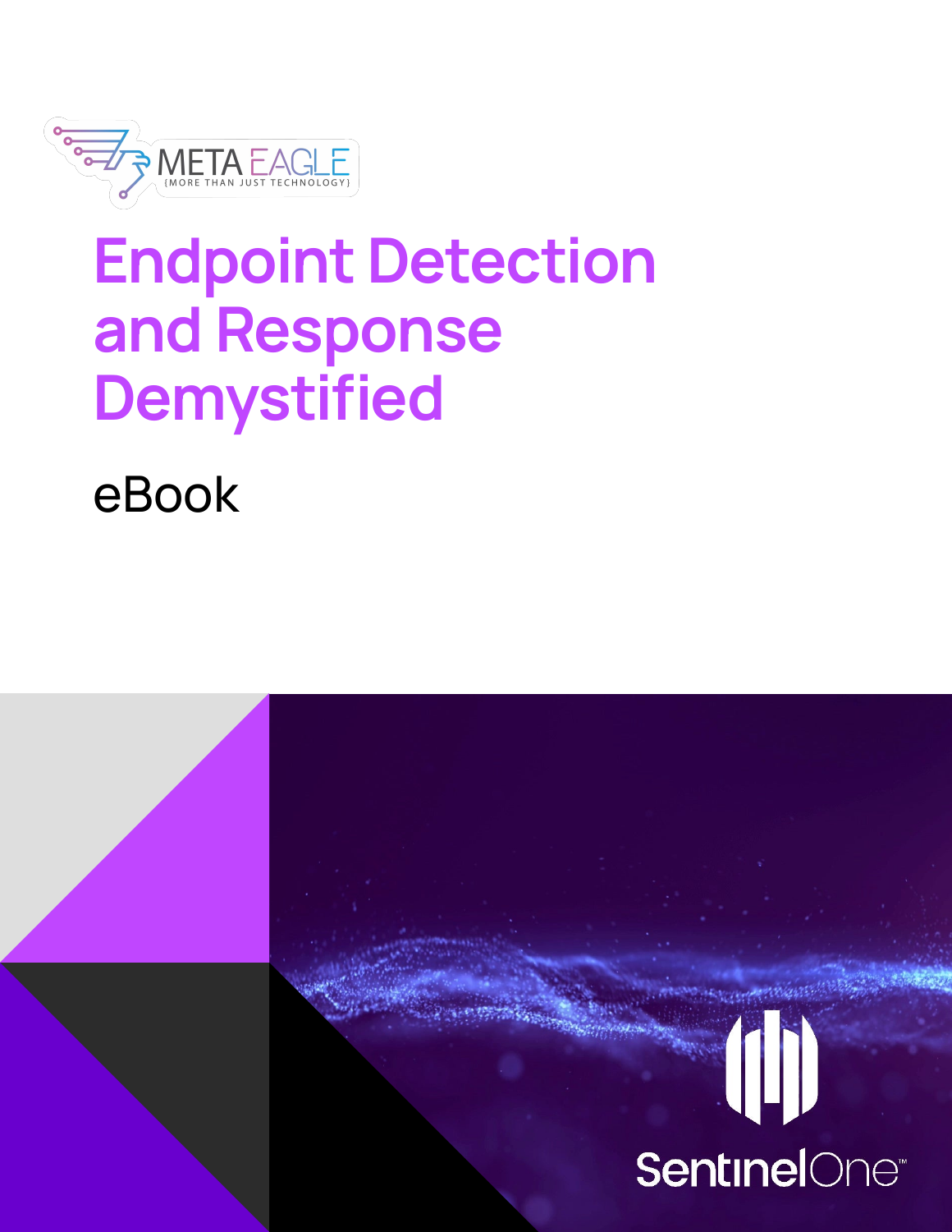META EAGLE
{MORE THAN JUST TECHNOLOGY}

# Endpoint Detection and Response Demystified

eBook

SentinelOne™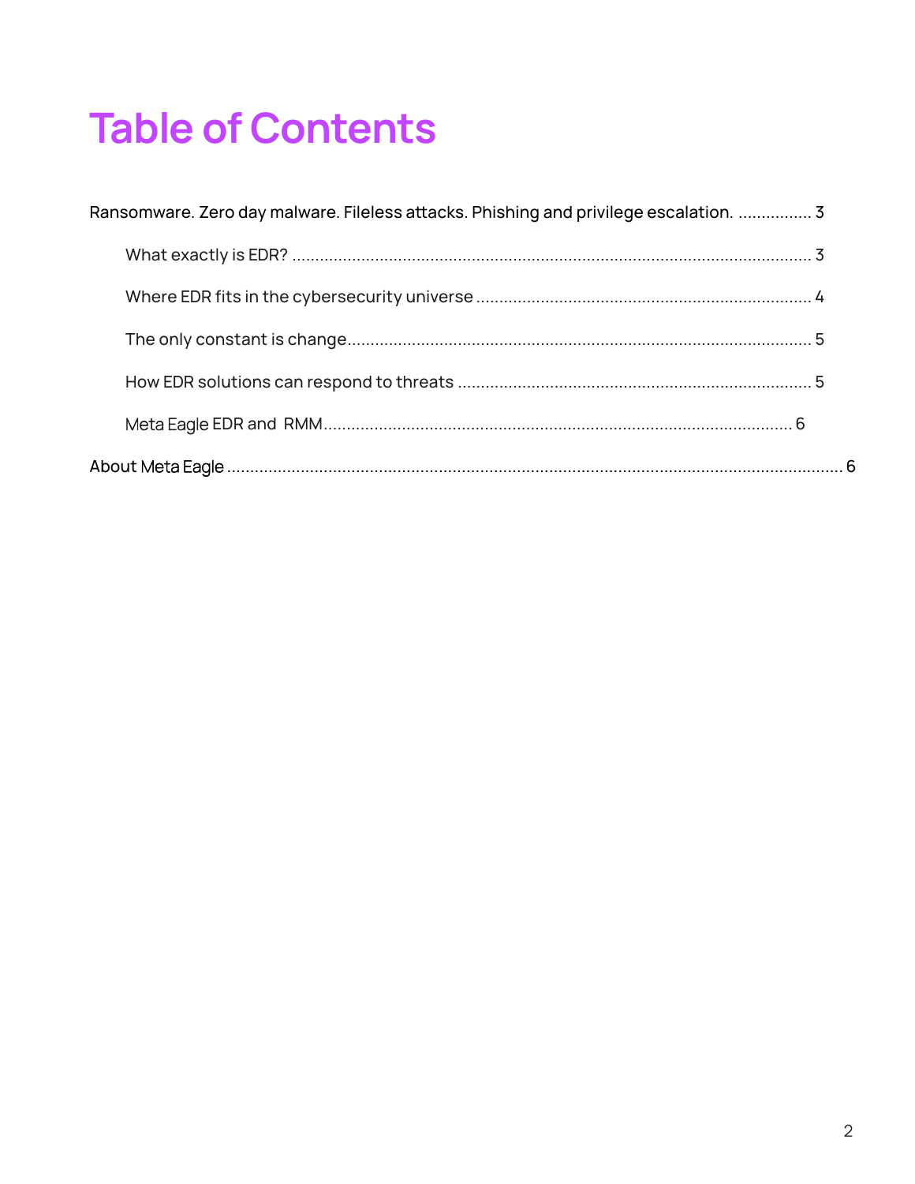# Table of Contents

Ransomware. Zero day malware. Fileless attacks. Phishing and privilege escalation. ................ 3

- What exactly is EDR? ................................................................................................................ 3
- Where EDR fits in the cybersecurity universe ........................................................................ 4
- The only constant is change.................................................................................................... 5
- How EDR solutions can respond to threats ............................................................................ 5
- Meta Eagle EDR and RMM..................................................................................................... 6

About Meta Eagle ........................................................................................................................ 6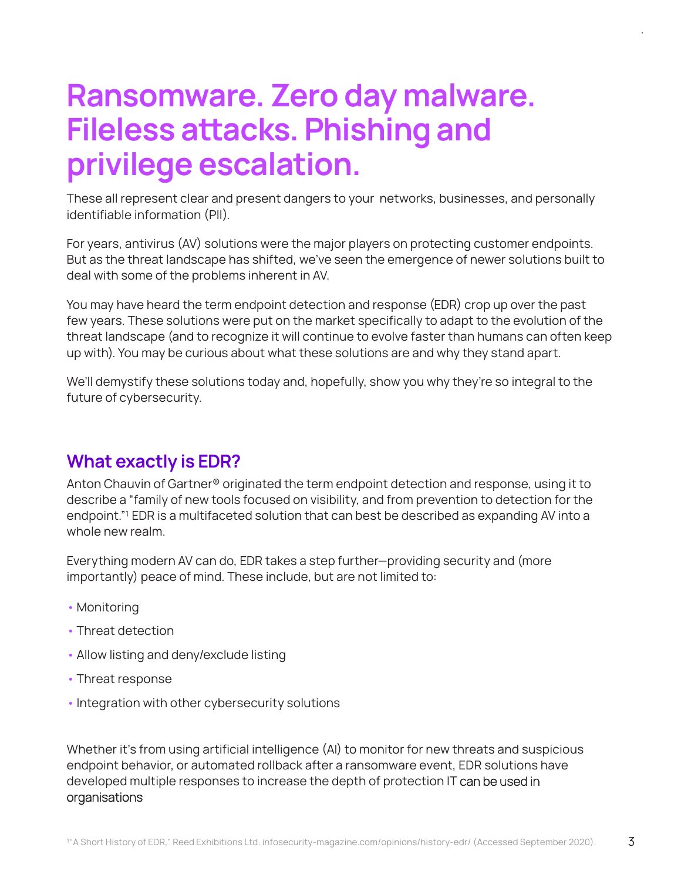# Ransomware. Zero day malware. Fileless attacks. Phishing and privilege escalation.

These all represent clear and present dangers to your networks, businesses, and personally identifiable information (PII).

For years, antivirus (AV) solutions were the major players on protecting customer endpoints. But as the threat landscape has shifted, we've seen the emergence of newer solutions built to deal with some of the problems inherent in AV.

You may have heard the term endpoint detection and response (EDR) crop up over the past few years. These solutions were put on the market specifically to adapt to the evolution of the threat landscape (and to recognize it will continue to evolve faster than humans can often keep up with). You may be curious about what these solutions are and why they stand apart.

We'll demystify these solutions today and, hopefully, show you why they're so integral to the future of cybersecurity.

## What exactly is EDR?

Anton Chauvin of Gartner® originated the term endpoint detection and response, using it to describe a "family of new tools focused on visibility, and from prevention to detection for the endpoint."[1] EDR is a multifaceted solution that can best be described as expanding AV into a whole new realm.

Everything modern AV can do, EDR takes a step further—providing security and (more importantly) peace of mind. These include, but are not limited to:

- Monitoring
- Threat detection
- Allow listing and deny/exclude listing
- Threat response
- Integration with other cybersecurity solutions

Whether it's from using artificial intelligence (AI) to monitor for new threats and suspicious endpoint behavior, or automated rollback after a ransomware event, EDR solutions have developed multiple responses to increase the depth of protection IT can be used in organisations

[1] "A Short History of EDR," Reed Exhibitions Ltd. infosecurity-magazine.com/opinions/history-edr/ (Accessed September 2020).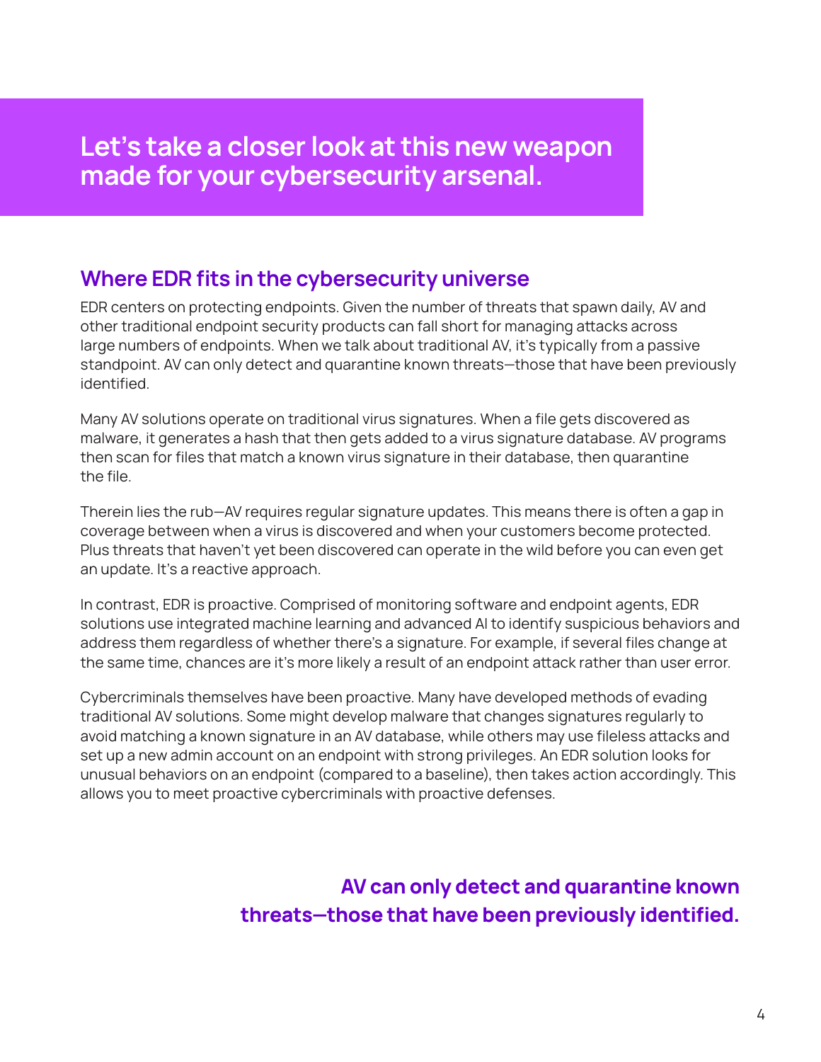# Let's take a closer look at this new weapon made for your cybersecurity arsenal.

## Where EDR fits in the cybersecurity universe

EDR centers on protecting endpoints. Given the number of threats that spawn daily, AV and other traditional endpoint security products can fall short for managing attacks across large numbers of endpoints. When we talk about traditional AV, it's typically from a passive standpoint. AV can only detect and quarantine known threats—those that have been previously identified.

Many AV solutions operate on traditional virus signatures. When a file gets discovered as malware, it generates a hash that then gets added to a virus signature database. AV programs then scan for files that match a known virus signature in their database, then quarantine the file.

Therein lies the rub—AV requires regular signature updates. This means there is often a gap in coverage between when a virus is discovered and when your customers become protected. Plus threats that haven't yet been discovered can operate in the wild before you can even get an update. It's a reactive approach.

In contrast, EDR is proactive. Comprised of monitoring software and endpoint agents, EDR solutions use integrated machine learning and advanced AI to identify suspicious behaviors and address them regardless of whether there's a signature. For example, if several files change at the same time, chances are it's more likely a result of an endpoint attack rather than user error.

Cybercriminals themselves have been proactive. Many have developed methods of evading traditional AV solutions. Some might develop malware that changes signatures regularly to avoid matching a known signature in an AV database, while others may use fileless attacks and set up a new admin account on an endpoint with strong privileges. An EDR solution looks for unusual behaviors on an endpoint (compared to a baseline), then takes action accordingly. This allows you to meet proactive cybercriminals with proactive defenses.

**AV can only detect and quarantine known threats—those that have been previously identified.**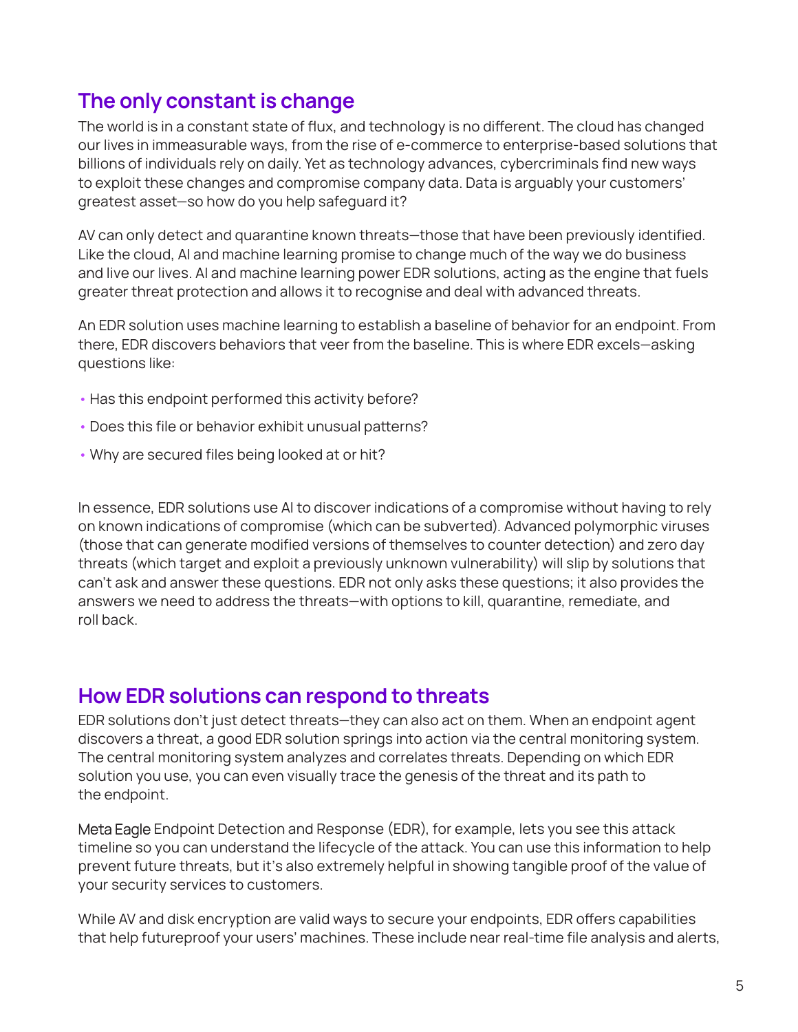## The only constant is change

The world is in a constant state of flux, and technology is no different. The cloud has changed our lives in immeasurable ways, from the rise of e-commerce to enterprise-based solutions that billions of individuals rely on daily. Yet as technology advances, cybercriminals find new ways to exploit these changes and compromise company data. Data is arguably your customers' greatest asset—so how do you help safeguard it?

AV can only detect and quarantine known threats—those that have been previously identified. Like the cloud, AI and machine learning promise to change much of the way we do business and live our lives. AI and machine learning power EDR solutions, acting as the engine that fuels greater threat protection and allows it to recognise and deal with advanced threats.

An EDR solution uses machine learning to establish a baseline of behavior for an endpoint. From there, EDR discovers behaviors that veer from the baseline. This is where EDR excels—asking questions like:

- Has this endpoint performed this activity before?
- Does this file or behavior exhibit unusual patterns?
- Why are secured files being looked at or hit?

In essence, EDR solutions use AI to discover indications of a compromise without having to rely on known indications of compromise (which can be subverted). Advanced polymorphic viruses (those that can generate modified versions of themselves to counter detection) and zero day threats (which target and exploit a previously unknown vulnerability) will slip by solutions that can't ask and answer these questions. EDR not only asks these questions; it also provides the answers we need to address the threats—with options to kill, quarantine, remediate, and roll back.

## How EDR solutions can respond to threats

EDR solutions don't just detect threats—they can also act on them. When an endpoint agent discovers a threat, a good EDR solution springs into action via the central monitoring system. The central monitoring system analyzes and correlates threats. Depending on which EDR solution you use, you can even visually trace the genesis of the threat and its path to the endpoint.

Meta Eagle Endpoint Detection and Response (EDR), for example, lets you see this attack timeline so you can understand the lifecycle of the attack. You can use this information to help prevent future threats, but it's also extremely helpful in showing tangible proof of the value of your security services to customers.

While AV and disk encryption are valid ways to secure your endpoints, EDR offers capabilities that help futureproof your users' machines. These include near real-time file analysis and alerts,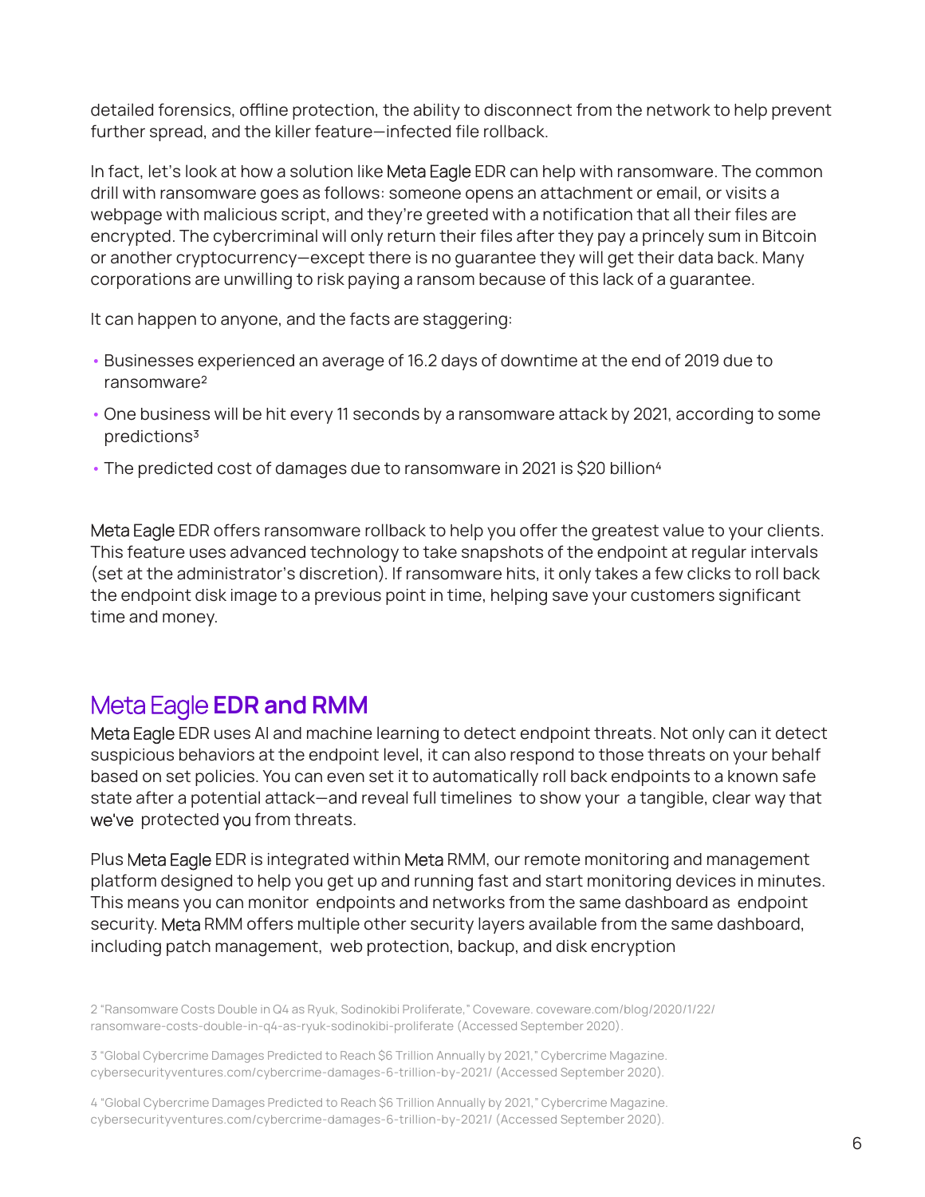detailed forensics, offline protection, the ability to disconnect from the network to help prevent further spread, and the killer feature—infected file rollback.

In fact, let's look at how a solution like Meta Eagle EDR can help with ransomware. The common drill with ransomware goes as follows: someone opens an attachment or email, or visits a webpage with malicious script, and they're greeted with a notification that all their files are encrypted. The cybercriminal will only return their files after they pay a princely sum in Bitcoin or another cryptocurrency—except there is no guarantee they will get their data back. Many corporations are unwilling to risk paying a ransom because of this lack of a guarantee.

It can happen to anyone, and the facts are staggering:

- Businesses experienced an average of 16.2 days of downtime at the end of 2019 due to ransomware[2]
- One business will be hit every 11 seconds by a ransomware attack by 2021, according to some predictions[3]
- The predicted cost of damages due to ransomware in 2021 is $20 billion[4]

Meta Eagle EDR offers ransomware rollback to help you offer the greatest value to your clients. This feature uses advanced technology to take snapshots of the endpoint at regular intervals (set at the administrator's discretion). If ransomware hits, it only takes a few clicks to roll back the endpoint disk image to a previous point in time, helping save your customers significant time and money.

## Meta Eagle **EDR and RMM**

Meta Eagle EDR uses AI and machine learning to detect endpoint threats. Not only can it detect suspicious behaviors at the endpoint level, it can also respond to those threats on your behalf based on set policies. You can even set it to automatically roll back endpoints to a known safe state after a potential attack—and reveal full timelines to show your a tangible, clear way that we've protected you from threats.

Plus Meta Eagle EDR is integrated within Meta RMM, our remote monitoring and management platform designed to help you get up and running fast and start monitoring devices in minutes. This means you can monitor endpoints and networks from the same dashboard as endpoint security. Meta RMM offers multiple other security layers available from the same dashboard, including patch management, web protection, backup, and disk encryption

2 "Ransomware Costs Double in Q4 as Ryuk, Sodinokibi Proliferate," Coveware. coveware.com/blog/2020/1/22/ransomware-costs-double-in-q4-as-ryuk-sodinokibi-proliferate (Accessed September 2020).

3 "Global Cybercrime Damages Predicted to Reach $6 Trillion Annually by 2021," Cybercrime Magazine. cybersecurityventures.com/cybercrime-damages-6-trillion-by-2021/ (Accessed September 2020).

4 "Global Cybercrime Damages Predicted to Reach $6 Trillion Annually by 2021," Cybercrime Magazine. cybersecurityventures.com/cybercrime-damages-6-trillion-by-2021/ (Accessed September 2020).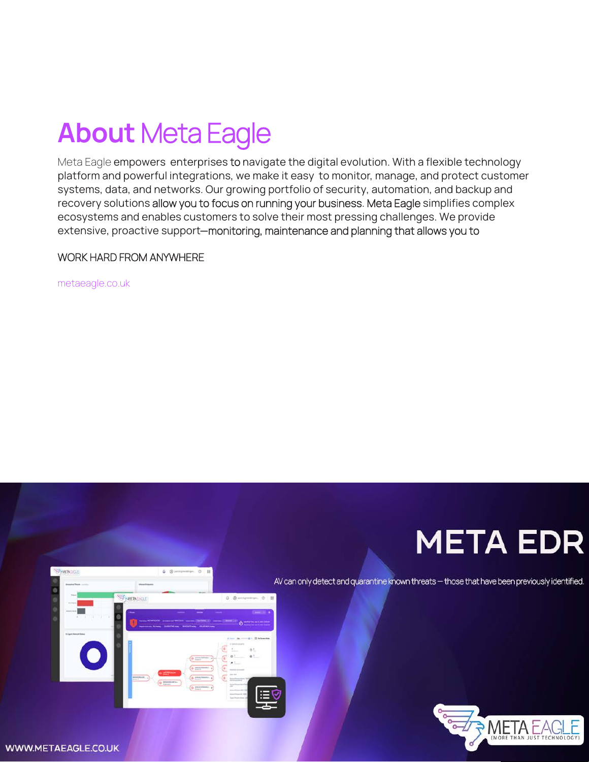# About Meta Eagle

Meta Eagle empowers enterprises to navigate the digital evolution. With a flexible technology platform and powerful integrations, we make it easy to monitor, manage, and protect customer systems, data, and networks. Our growing portfolio of security, automation, and backup and recovery solutions allow you to focus on running your business. Meta Eagle simplifies complex ecosystems and enables customers to solve their most pressing challenges. We provide extensive, proactive support—monitoring, maintenance and planning that allows you to

WORK HARD FROM ANYWHERE

metaeagle.co.uk

## META EDR

AV can only detect and quarantine known threats – those that have been previously identified.

META EAGLE
{MORE THAN JUST TECHNOLOGY}

WWW.METAEAGLE.CO.UK